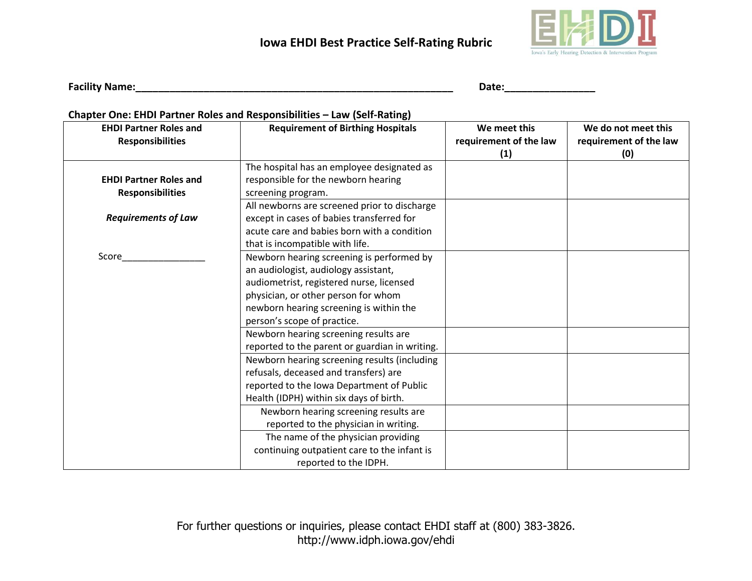# Iowa EHDI Best Practice Self-Rating Rubric

**Facility Name:**\_\_\_\_\_\_\_\_\_\_\_\_\_\_\_\_\_\_\_\_\_\_\_\_\_\_\_\_\_\_\_\_\_\_\_\_\_\_\_\_\_\_\_\_\_\_\_\_\_\_\_\_\_\_\_\_\_\_ **Date:**\_\_\_\_\_\_\_\_\_\_\_\_\_\_\_\_

**Chapter One: EHDI Partner Roles and Responsibilities – Law (Self-Rating)**

| EHDI Partner Roles and Responsibilities | Requirement of Birthing Hospitals | We meet this requirement of the law (1) | We do not meet this requirement of the law (0) |
|---|---|---|---|
| **EHDI Partner Roles and Responsibilities**<br><br>***Requirements of Law***<br><br>Score\_\_\_\_\_\_\_\_\_\_\_\_\_\_\_\_ | The hospital has an employee designated as responsible for the newborn hearing screening program. | | |
| | All newborns are screened prior to discharge except in cases of babies transferred for acute care and babies born with a condition that is incompatible with life. | | |
| | Newborn hearing screening is performed by an audiologist, audiology assistant, audiometrist, registered nurse, licensed physician, or other person for whom newborn hearing screening is within the person's scope of practice. | | |
| | Newborn hearing screening results are reported to the parent or guardian in writing. | | |
| | Newborn hearing screening results (including refusals, deceased and transfers) are reported to the Iowa Department of Public Health (IDPH) within six days of birth. | | |
| | Newborn hearing screening results are reported to the physician in writing. | | |
| | The name of the physician providing continuing outpatient care to the infant is reported to the IDPH. | | |

For further questions or inquiries, please contact EHDI staff at (800) 383-3826.
http://www.idph.iowa.gov/ehdi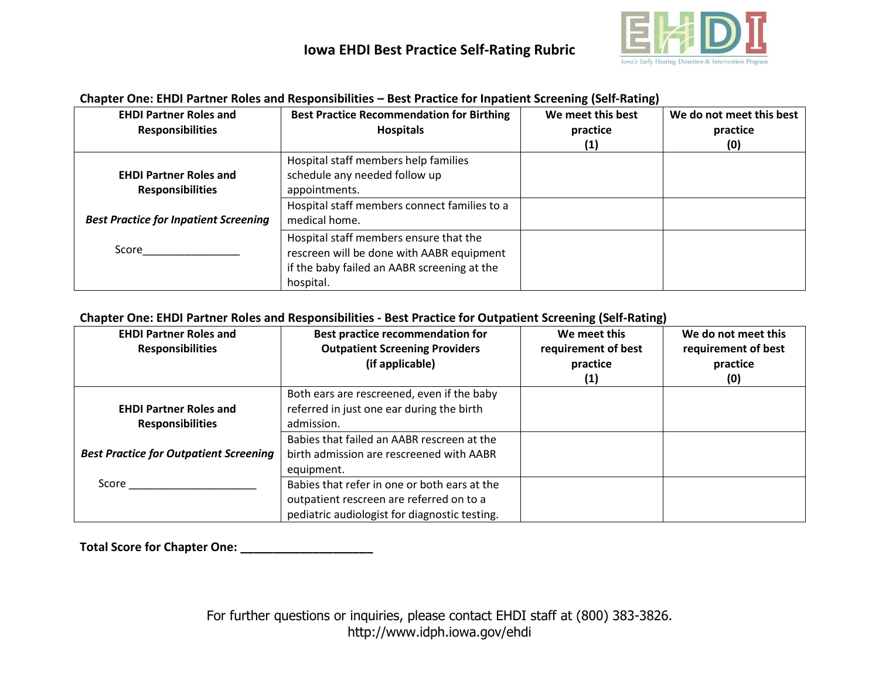# Iowa EHDI Best Practice Self-Rating Rubric

### Chapter One: EHDI Partner Roles and Responsibilities – Best Practice for Inpatient Screening (Self-Rating)

| EHDI Partner Roles and Responsibilities | Best Practice Recommendation for Birthing Hospitals | We meet this best practice (1) | We do not meet this best practice (0) |
|---|---|---|---|
| **EHDI Partner Roles and Responsibilities** *Best Practice for Inpatient Screening* Score________________ | Hospital staff members help families schedule any needed follow up appointments. | | |
| | Hospital staff members connect families to a medical home. | | |
| | Hospital staff members ensure that the rescreen will be done with AABR equipment if the baby failed an AABR screening at the hospital. | | |

### Chapter One: EHDI Partner Roles and Responsibilities - Best Practice for Outpatient Screening (Self-Rating)

| EHDI Partner Roles and Responsibilities | Best practice recommendation for Outpatient Screening Providers (if applicable) | We meet this requirement of best practice (1) | We do not meet this requirement of best practice (0) |
|---|---|---|---|
| **EHDI Partner Roles and Responsibilities** *Best Practice for Outpatient Screening* Score _____________________ | Both ears are rescreened, even if the baby referred in just one ear during the birth admission. | | |
| | Babies that failed an AABR rescreen at the birth admission are rescreened with AABR equipment. | | |
| | Babies that refer in one or both ears at the outpatient rescreen are referred on to a pediatric audiologist for diagnostic testing. | | |

**Total Score for Chapter One: ____________________**

For further questions or inquiries, please contact EHDI staff at (800) 383-3826.
http://www.idph.iowa.gov/ehdi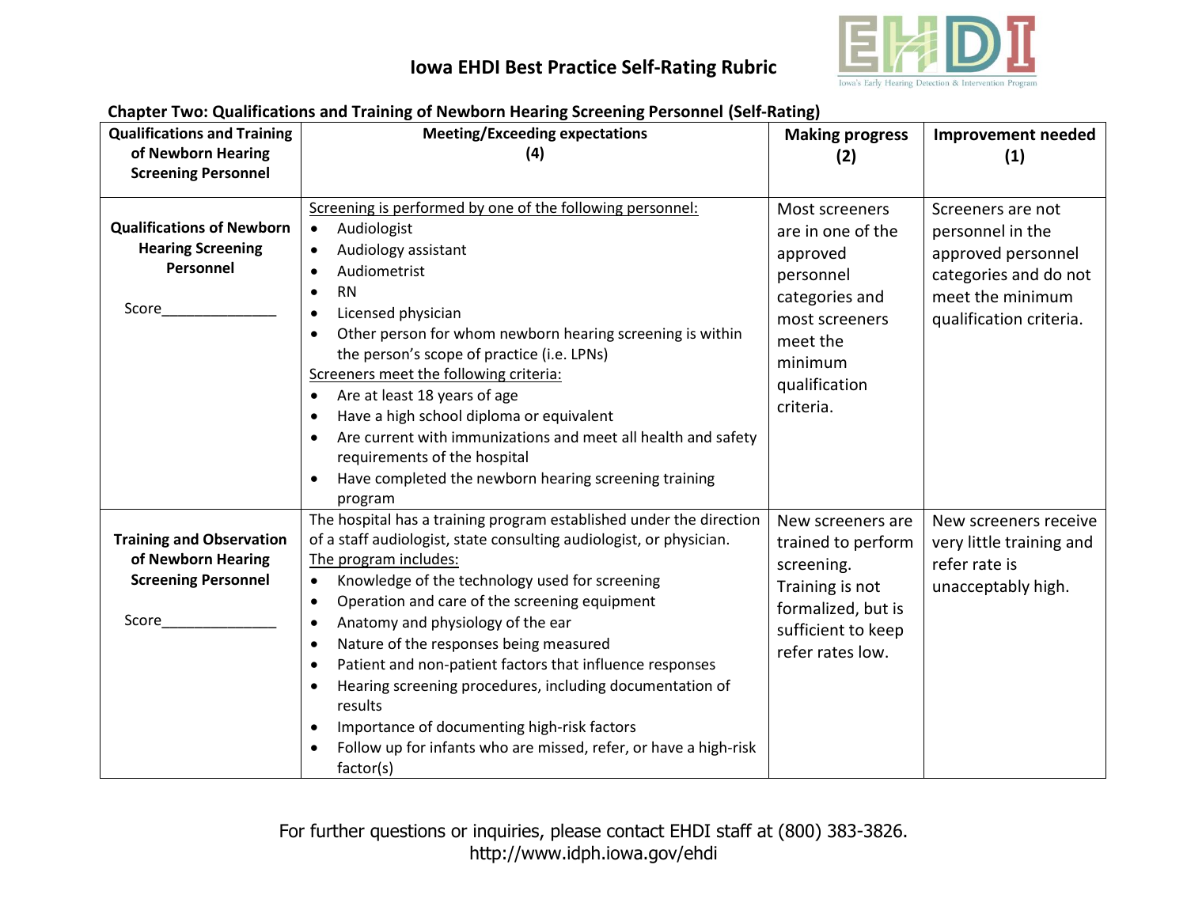# Iowa EHDI Best Practice Self-Rating Rubric

## Chapter Two: Qualifications and Training of Newborn Hearing Screening Personnel (Self-Rating)

| Qualifications and Training of Newborn Hearing Screening Personnel | Meeting/Exceeding expectations (4) | Making progress (2) | Improvement needed (1) |
|---|---|---|---|
| **Qualifications of Newborn Hearing Screening Personnel**<br><br>Score______________ | <u>Screening is performed by one of the following personnel:</u><br>• Audiologist<br>• Audiology assistant<br>• Audiometrist<br>• RN<br>• Licensed physician<br>• Other person for whom newborn hearing screening is within the person's scope of practice (i.e. LPNs)<br><u>Screeners meet the following criteria:</u><br>• Are at least 18 years of age<br>• Have a high school diploma or equivalent<br>• Are current with immunizations and meet all health and safety requirements of the hospital<br>• Have completed the newborn hearing screening training program | Most screeners are in one of the approved personnel categories and most screeners meet the minimum qualification criteria. | Screeners are not personnel in the approved personnel categories and do not meet the minimum qualification criteria. |
| **Training and Observation of Newborn Hearing Screening Personnel**<br><br>Score______________ | The hospital has a training program established under the direction of a staff audiologist, state consulting audiologist, or physician.<br><u>The program includes:</u><br>• Knowledge of the technology used for screening<br>• Operation and care of the screening equipment<br>• Anatomy and physiology of the ear<br>• Nature of the responses being measured<br>• Patient and non-patient factors that influence responses<br>• Hearing screening procedures, including documentation of results<br>• Importance of documenting high-risk factors<br>• Follow up for infants who are missed, refer, or have a high-risk factor(s) | New screeners are trained to perform screening. Training is not formalized, but is sufficient to keep refer rates low. | New screeners receive very little training and refer rate is unacceptably high. |

For further questions or inquiries, please contact EHDI staff at (800) 383-3826.
http://www.idph.iowa.gov/ehdi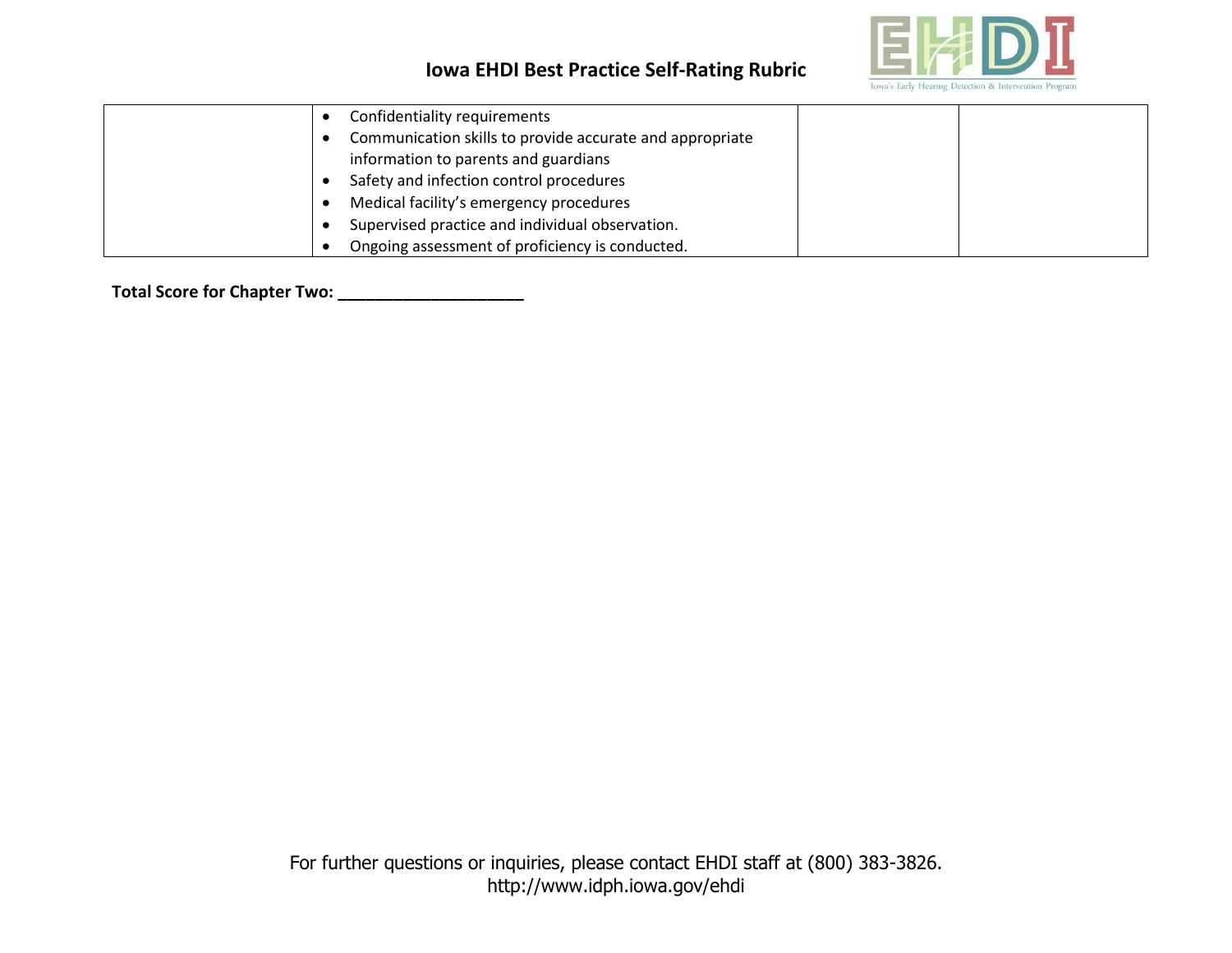|  | <ul><li>Confidentiality requirements</li><li>Communication skills to provide accurate and appropriate information to parents and guardians</li><li>Safety and infection control procedures</li><li>Medical facility's emergency procedures</li><li>Supervised practice and individual observation.</li><li>Ongoing assessment of proficiency is conducted.</li></ul> |  |  |
|---|---|---|---|

**Total Score for Chapter Two: ____________________**

For further questions or inquiries, please contact EHDI staff at (800) 383-3826.
http://www.idph.iowa.gov/ehdi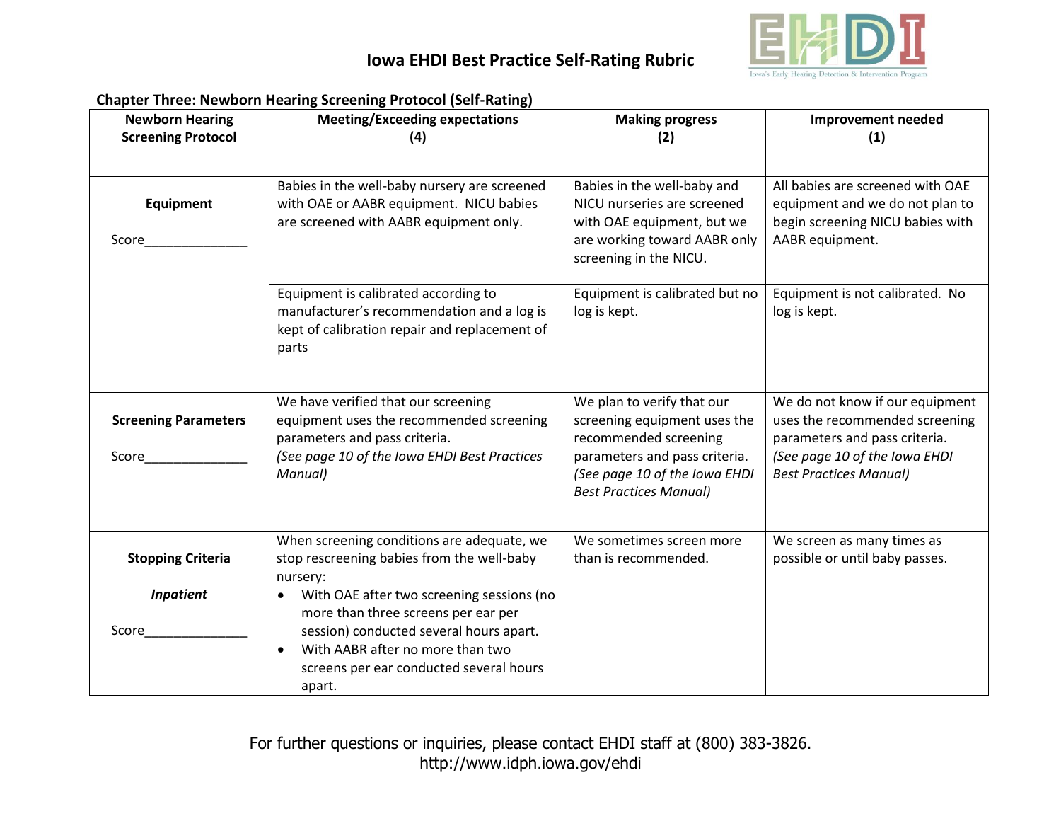# Iowa EHDI Best Practice Self-Rating Rubric

## Chapter Three: Newborn Hearing Screening Protocol (Self-Rating)

| Newborn Hearing Screening Protocol | Meeting/Exceeding expectations (4) | Making progress (2) | Improvement needed (1) |
|---|---|---|---|
| **Equipment**<br><br>Score______________ | Babies in the well-baby nursery are screened with OAE or AABR equipment. NICU babies are screened with AABR equipment only. | Babies in the well-baby and NICU nurseries are screened with OAE equipment, but we are working toward AABR only screening in the NICU. | All babies are screened with OAE equipment and we do not plan to begin screening NICU babies with AABR equipment. |
| | Equipment is calibrated according to manufacturer's recommendation and a log is kept of calibration repair and replacement of parts | Equipment is calibrated but no log is kept. | Equipment is not calibrated. No log is kept. |
| **Screening Parameters**<br><br>Score______________ | We have verified that our screening equipment uses the recommended screening parameters and pass criteria. *(See page 10 of the Iowa EHDI Best Practices Manual)* | We plan to verify that our screening equipment uses the recommended screening parameters and pass criteria. *(See page 10 of the Iowa EHDI Best Practices Manual)* | We do not know if our equipment uses the recommended screening parameters and pass criteria. *(See page 10 of the Iowa EHDI Best Practices Manual)* |
| **Stopping Criteria**<br><br>***Inpatient***<br><br>Score______________ | When screening conditions are adequate, we stop rescreening babies from the well-baby nursery:<br>• With OAE after two screening sessions (no more than three screens per ear per session) conducted several hours apart.<br>• With AABR after no more than two screens per ear conducted several hours apart. | We sometimes screen more than is recommended. | We screen as many times as possible or until baby passes. |

For further questions or inquiries, please contact EHDI staff at (800) 383-3826.
http://www.idph.iowa.gov/ehdi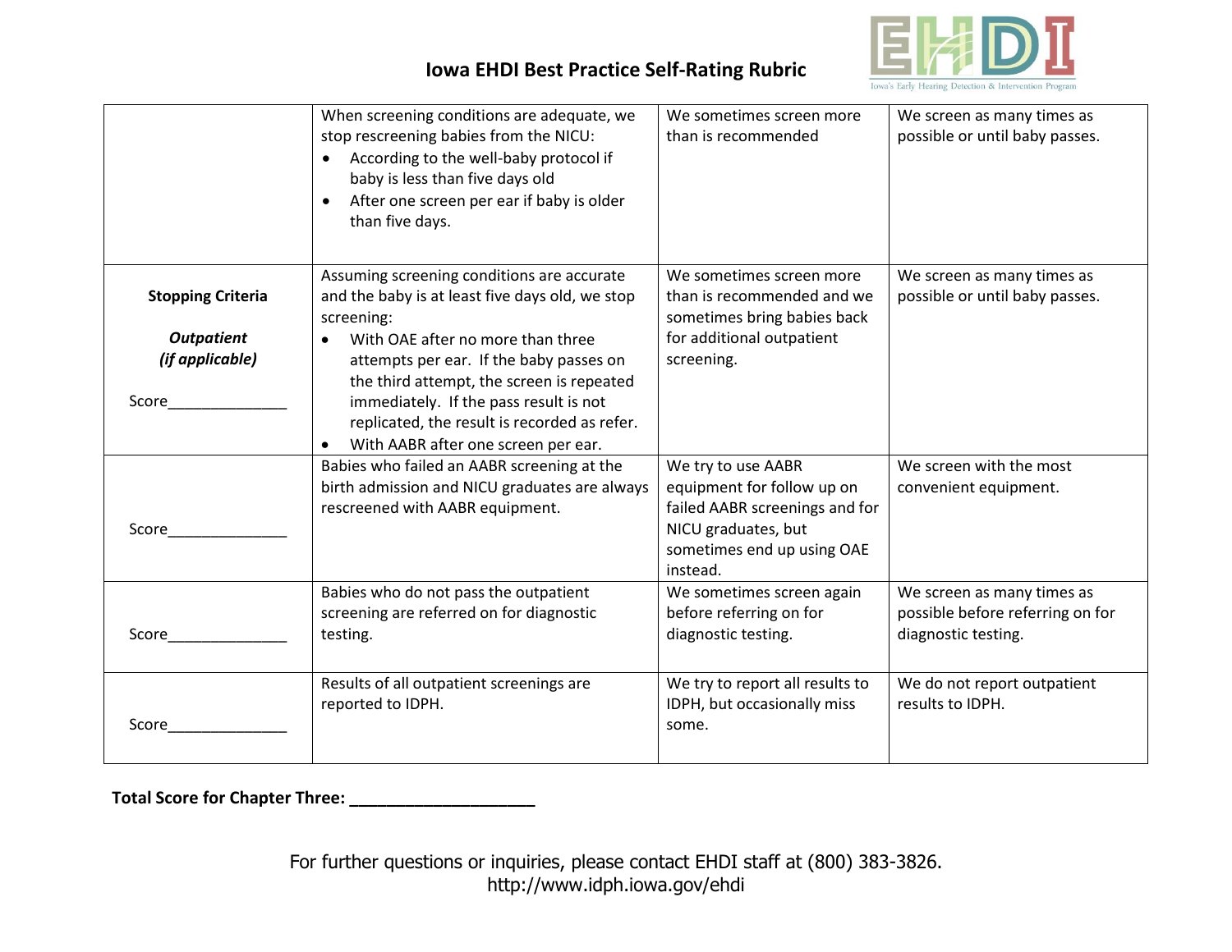# Iowa EHDI Best Practice Self-Rating Rubric

| | | | |
|---|---|---|---|
| | When screening conditions are adequate, we stop rescreening babies from the NICU:<br>• According to the well-baby protocol if baby is less than five days old<br>• After one screen per ear if baby is older than five days. | We sometimes screen more than is recommended | We screen as many times as possible or until baby passes. |
| **Stopping Criteria**<br><br>***Outpatient (if applicable)***<br><br>Score______________ | Assuming screening conditions are accurate and the baby is at least five days old, we stop screening:<br>• With OAE after no more than three attempts per ear. If the baby passes on the third attempt, the screen is repeated immediately. If the pass result is not replicated, the result is recorded as refer.<br>• With AABR after one screen per ear. | We sometimes screen more than is recommended and we sometimes bring babies back for additional outpatient screening. | We screen as many times as possible or until baby passes. |
| Score______________ | Babies who failed an AABR screening at the birth admission and NICU graduates are always rescreened with AABR equipment. | We try to use AABR equipment for follow up on failed AABR screenings and for NICU graduates, but sometimes end up using OAE instead. | We screen with the most convenient equipment. |
| Score______________ | Babies who do not pass the outpatient screening are referred on for diagnostic testing. | We sometimes screen again before referring on for diagnostic testing. | We screen as many times as possible before referring on for diagnostic testing. |
| Score______________ | Results of all outpatient screenings are reported to IDPH. | We try to report all results to IDPH, but occasionally miss some. | We do not report outpatient results to IDPH. |

**Total Score for Chapter Three: ____________________**

For further questions or inquiries, please contact EHDI staff at (800) 383-3826.
http://www.idph.iowa.gov/ehdi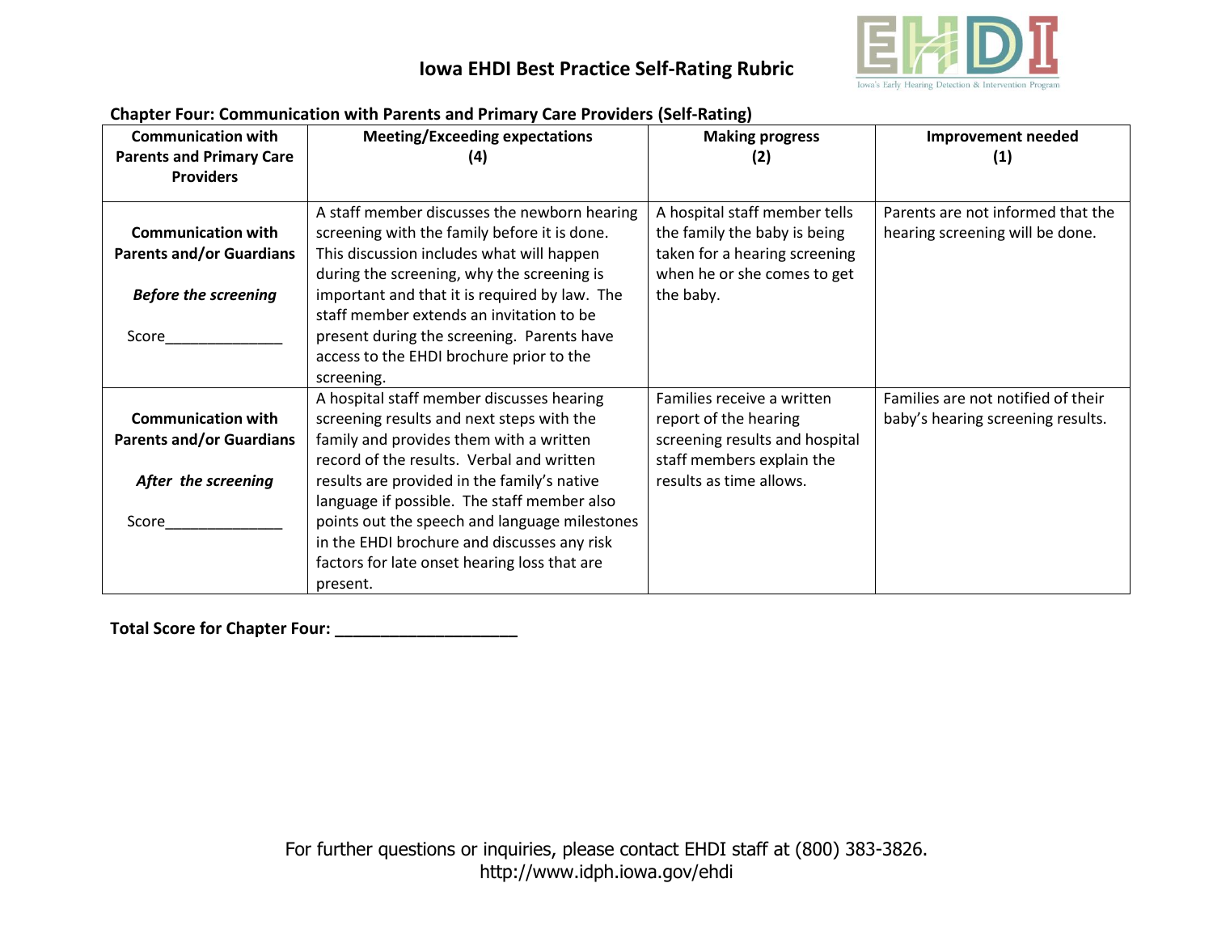# Iowa EHDI Best Practice Self-Rating Rubric

## Chapter Four: Communication with Parents and Primary Care Providers (Self-Rating)

| Communication with Parents and Primary Care Providers | Meeting/Exceeding expectations (4) | Making progress (2) | Improvement needed (1) |
|---|---|---|---|
| **Communication with Parents and/or Guardians** ***Before the screening*** Score______________ | A staff member discusses the newborn hearing screening with the family before it is done. This discussion includes what will happen during the screening, why the screening is important and that it is required by law. The staff member extends an invitation to be present during the screening. Parents have access to the EHDI brochure prior to the screening. | A hospital staff member tells the family the baby is being taken for a hearing screening when he or she comes to get the baby. | Parents are not informed that the hearing screening will be done. |
| **Communication with Parents and/or Guardians** ***After the screening*** Score______________ | A hospital staff member discusses hearing screening results and next steps with the family and provides them with a written record of the results. Verbal and written results are provided in the family's native language if possible. The staff member also points out the speech and language milestones in the EHDI brochure and discusses any risk factors for late onset hearing loss that are present. | Families receive a written report of the hearing screening results and hospital staff members explain the results as time allows. | Families are not notified of their baby's hearing screening results. |

**Total Score for Chapter Four: ____________________**

For further questions or inquiries, please contact EHDI staff at (800) 383-3826.
http://www.idph.iowa.gov/ehdi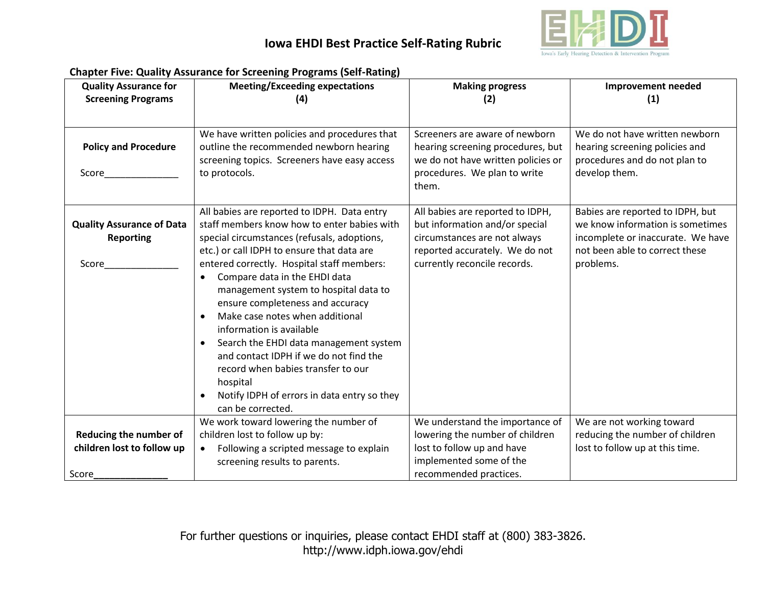# Iowa EHDI Best Practice Self-Rating Rubric

## Chapter Five: Quality Assurance for Screening Programs (Self-Rating)

| Quality Assurance for Screening Programs | Meeting/Exceeding expectations (4) | Making progress (2) | Improvement needed (1) |
|---|---|---|---|
| **Policy and Procedure**<br><br>Score______________ | We have written policies and procedures that outline the recommended newborn hearing screening topics. Screeners have easy access to protocols. | Screeners are aware of newborn hearing screening procedures, but we do not have written policies or procedures. We plan to write them. | We do not have written newborn hearing screening policies and procedures and do not plan to develop them. |
| **Quality Assurance of Data Reporting**<br><br>Score______________ | All babies are reported to IDPH. Data entry staff members know how to enter babies with special circumstances (refusals, adoptions, etc.) or call IDPH to ensure that data are entered correctly. Hospital staff members:<br>• Compare data in the EHDI data management system to hospital data to ensure completeness and accuracy<br>• Make case notes when additional information is available<br>• Search the EHDI data management system and contact IDPH if we do not find the record when babies transfer to our hospital<br>• Notify IDPH of errors in data entry so they can be corrected. | All babies are reported to IDPH, but information and/or special circumstances are not always reported accurately. We do not currently reconcile records. | Babies are reported to IDPH, but we know information is sometimes incomplete or inaccurate. We have not been able to correct these problems. |
| **Reducing the number of children lost to follow up**<br><br>Score______________ | We work toward lowering the number of children lost to follow up by:<br>• Following a scripted message to explain screening results to parents. | We understand the importance of lowering the number of children lost to follow up and have implemented some of the recommended practices. | We are not working toward reducing the number of children lost to follow up at this time. |

For further questions or inquiries, please contact EHDI staff at (800) 383-3826.
http://www.idph.iowa.gov/ehdi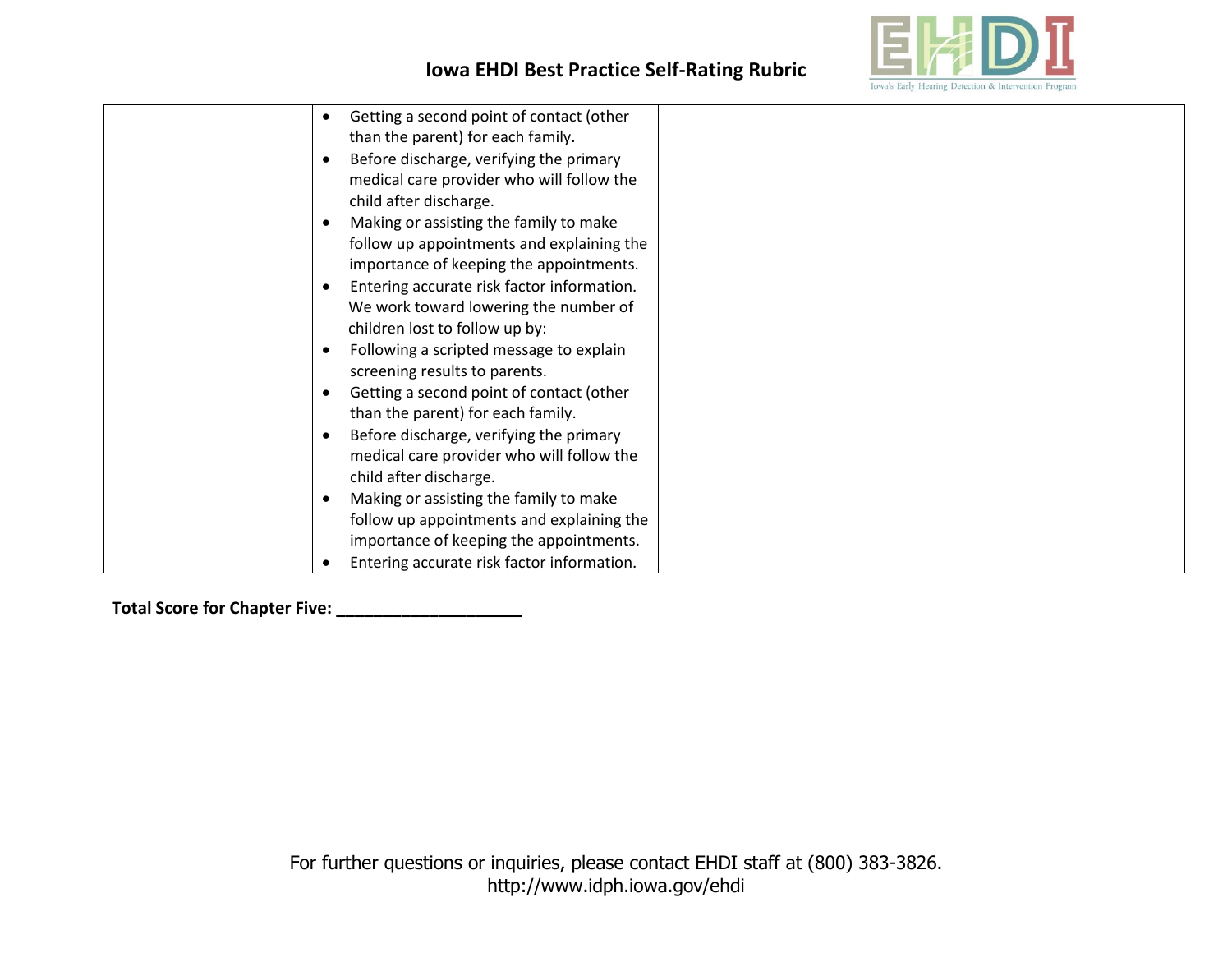| | | | |
|---|---|---|---|
| | • Getting a second point of contact (other than the parent) for each family.<br>• Before discharge, verifying the primary medical care provider who will follow the child after discharge.<br>• Making or assisting the family to make follow up appointments and explaining the importance of keeping the appointments.<br>• Entering accurate risk factor information.<br>We work toward lowering the number of children lost to follow up by:<br>• Following a scripted message to explain screening results to parents.<br>• Getting a second point of contact (other than the parent) for each family.<br>• Before discharge, verifying the primary medical care provider who will follow the child after discharge.<br>• Making or assisting the family to make follow up appointments and explaining the importance of keeping the appointments.<br>• Entering accurate risk factor information. | | |

**Total Score for Chapter Five: ____________________**

For further questions or inquiries, please contact EHDI staff at (800) 383-3826.
http://www.idph.iowa.gov/ehdi